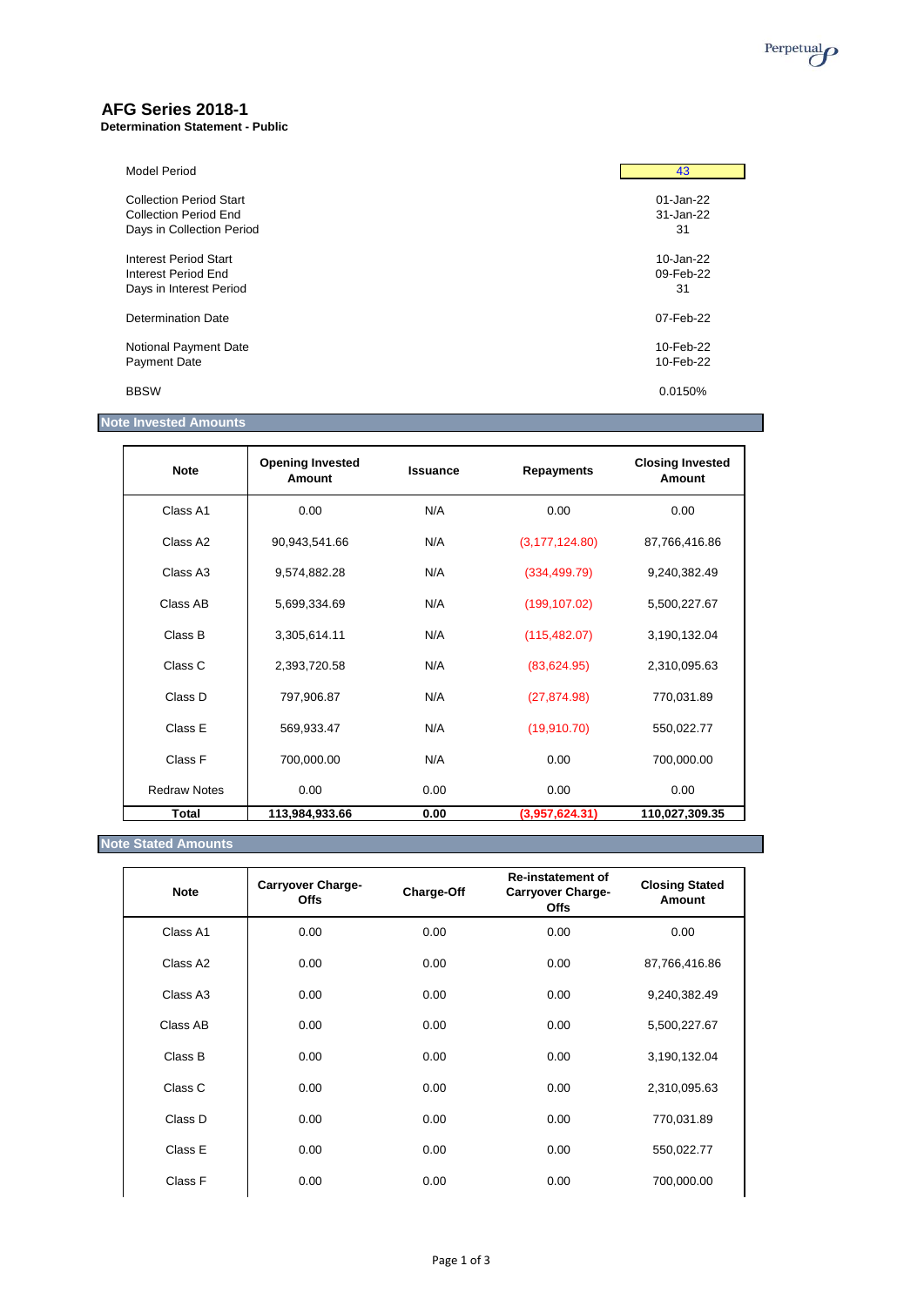# AFG Series 2018-1

**Determination Statement - Public**

| | |
|---|---|
| Model Period | 43 |
| Collection Period Start | 01-Jan-22 |
| Collection Period End | 31-Jan-22 |
| Days in Collection Period | 31 |
| Interest Period Start | 10-Jan-22 |
| Interest Period End | 09-Feb-22 |
| Days in Interest Period | 31 |
| Determination Date | 07-Feb-22 |
| Notional Payment Date | 10-Feb-22 |
| Payment Date | 10-Feb-22 |
| BBSW | 0.0150% |

## Note Invested Amounts

| Note | Opening Invested Amount | Issuance | Repayments | Closing Invested Amount |
|---|---|---|---|---|
| Class A1 | 0.00 | N/A | 0.00 | 0.00 |
| Class A2 | 90,943,541.66 | N/A | (3,177,124.80) | 87,766,416.86 |
| Class A3 | 9,574,882.28 | N/A | (334,499.79) | 9,240,382.49 |
| Class AB | 5,699,334.69 | N/A | (199,107.02) | 5,500,227.67 |
| Class B | 3,305,614.11 | N/A | (115,482.07) | 3,190,132.04 |
| Class C | 2,393,720.58 | N/A | (83,624.95) | 2,310,095.63 |
| Class D | 797,906.87 | N/A | (27,874.98) | 770,031.89 |
| Class E | 569,933.47 | N/A | (19,910.70) | 550,022.77 |
| Class F | 700,000.00 | N/A | 0.00 | 700,000.00 |
| Redraw Notes | 0.00 | 0.00 | 0.00 | 0.00 |
| **Total** | **113,984,933.66** | **0.00** | **(3,957,624.31)** | **110,027,309.35** |

## Note Stated Amounts

| Note | Carryover Charge-Offs | Charge-Off | Re-instatement of Carryover Charge-Offs | Closing Stated Amount |
|---|---|---|---|---|
| Class A1 | 0.00 | 0.00 | 0.00 | 0.00 |
| Class A2 | 0.00 | 0.00 | 0.00 | 87,766,416.86 |
| Class A3 | 0.00 | 0.00 | 0.00 | 9,240,382.49 |
| Class AB | 0.00 | 0.00 | 0.00 | 5,500,227.67 |
| Class B | 0.00 | 0.00 | 0.00 | 3,190,132.04 |
| Class C | 0.00 | 0.00 | 0.00 | 2,310,095.63 |
| Class D | 0.00 | 0.00 | 0.00 | 770,031.89 |
| Class E | 0.00 | 0.00 | 0.00 | 550,022.77 |
| Class F | 0.00 | 0.00 | 0.00 | 700,000.00 |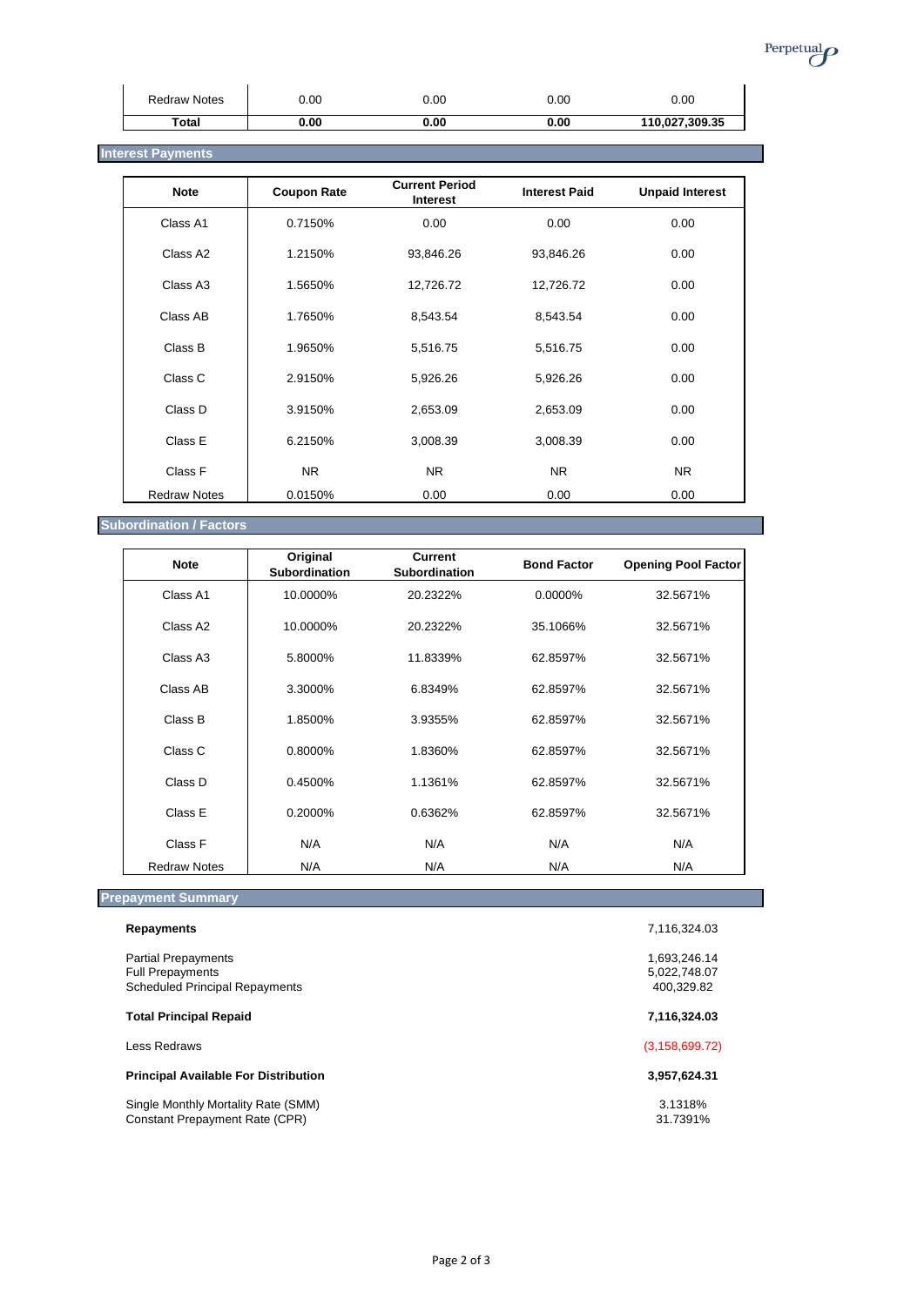| | | | | |
|---|---|---|---|---|
| Redraw Notes | 0.00 | 0.00 | 0.00 | 0.00 |
| **Total** | **0.00** | **0.00** | **0.00** | **110,027,309.35** |

## Interest Payments

| Note | Coupon Rate | Current Period Interest | Interest Paid | Unpaid Interest |
|---|---|---|---|---|
| Class A1 | 0.7150% | 0.00 | 0.00 | 0.00 |
| Class A2 | 1.2150% | 93,846.26 | 93,846.26 | 0.00 |
| Class A3 | 1.5650% | 12,726.72 | 12,726.72 | 0.00 |
| Class AB | 1.7650% | 8,543.54 | 8,543.54 | 0.00 |
| Class B | 1.9650% | 5,516.75 | 5,516.75 | 0.00 |
| Class C | 2.9150% | 5,926.26 | 5,926.26 | 0.00 |
| Class D | 3.9150% | 2,653.09 | 2,653.09 | 0.00 |
| Class E | 6.2150% | 3,008.39 | 3,008.39 | 0.00 |
| Class F | NR | NR | NR | NR |
| Redraw Notes | 0.0150% | 0.00 | 0.00 | 0.00 |

## Subordination / Factors

| Note | Original Subordination | Current Subordination | Bond Factor | Opening Pool Factor |
|---|---|---|---|---|
| Class A1 | 10.0000% | 20.2322% | 0.0000% | 32.5671% |
| Class A2 | 10.0000% | 20.2322% | 35.1066% | 32.5671% |
| Class A3 | 5.8000% | 11.8339% | 62.8597% | 32.5671% |
| Class AB | 3.3000% | 6.8349% | 62.8597% | 32.5671% |
| Class B | 1.8500% | 3.9355% | 62.8597% | 32.5671% |
| Class C | 0.8000% | 1.8360% | 62.8597% | 32.5671% |
| Class D | 0.4500% | 1.1361% | 62.8597% | 32.5671% |
| Class E | 0.2000% | 0.6362% | 62.8597% | 32.5671% |
| Class F | N/A | N/A | N/A | N/A |
| Redraw Notes | N/A | N/A | N/A | N/A |

## Prepayment Summary

| | |
|---|---|
| **Repayments** | 7,116,324.03 |
| Partial Prepayments | 1,693,246.14 |
| Full Prepayments | 5,022,748.07 |
| Scheduled Principal Repayments | 400,329.82 |
| **Total Principal Repaid** | **7,116,324.03** |
| Less Redraws | (3,158,699.72) |
| **Principal Available For Distribution** | **3,957,624.31** |
| Single Monthly Mortality Rate (SMM) | 3.1318% |
| Constant Prepayment Rate (CPR) | 31.7391% |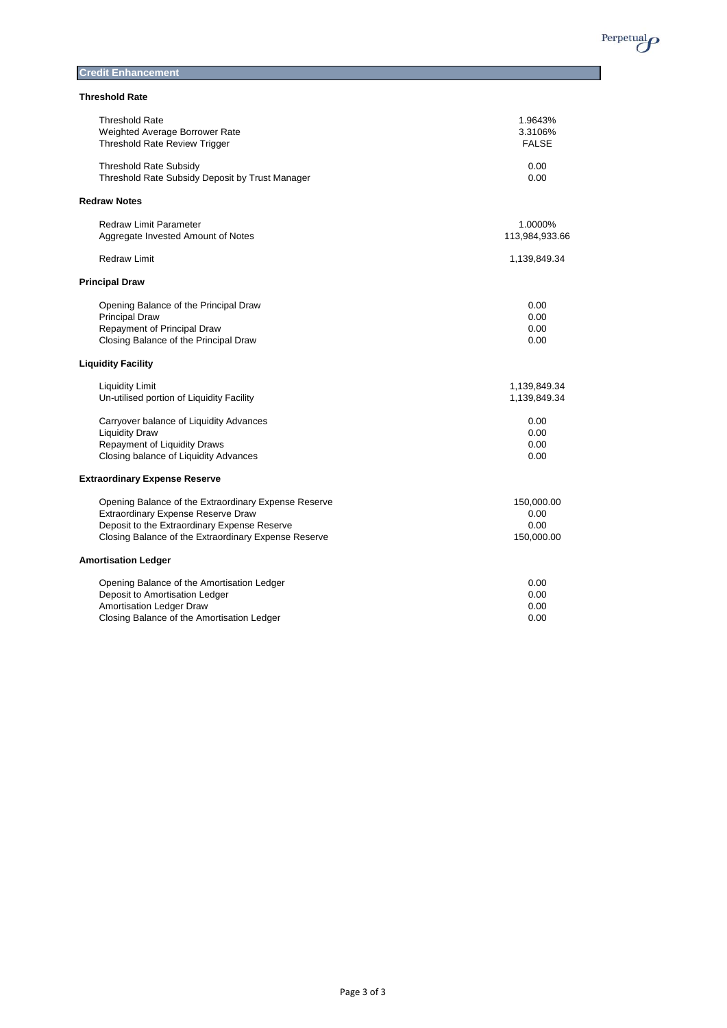## Credit Enhancement

### Threshold Rate

| | |
|---|---|
| Threshold Rate | 1.9643% |
| Weighted Average Borrower Rate | 3.3106% |
| Threshold Rate Review Trigger | FALSE |
| Threshold Rate Subsidy | 0.00 |
| Threshold Rate Subsidy Deposit by Trust Manager | 0.00 |

### Redraw Notes

| | |
|---|---|
| Redraw Limit Parameter | 1.0000% |
| Aggregate Invested Amount of Notes | 113,984,933.66 |
| Redraw Limit | 1,139,849.34 |

### Principal Draw

| | |
|---|---|
| Opening Balance of the Principal Draw | 0.00 |
| Principal Draw | 0.00 |
| Repayment of Principal Draw | 0.00 |
| Closing Balance of the Principal Draw | 0.00 |

### Liquidity Facility

| | |
|---|---|
| Liquidity Limit | 1,139,849.34 |
| Un-utilised portion of Liquidity Facility | 1,139,849.34 |
| Carryover balance of Liquidity Advances | 0.00 |
| Liquidity Draw | 0.00 |
| Repayment of Liquidity Draws | 0.00 |
| Closing balance of Liquidity Advances | 0.00 |

### Extraordinary Expense Reserve

| | |
|---|---|
| Opening Balance of the Extraordinary Expense Reserve | 150,000.00 |
| Extraordinary Expense Reserve Draw | 0.00 |
| Deposit to the Extraordinary Expense Reserve | 0.00 |
| Closing Balance of the Extraordinary Expense Reserve | 150,000.00 |

### Amortisation Ledger

| | |
|---|---|
| Opening Balance of the Amortisation Ledger | 0.00 |
| Deposit to Amortisation Ledger | 0.00 |
| Amortisation Ledger Draw | 0.00 |
| Closing Balance of the Amortisation Ledger | 0.00 |